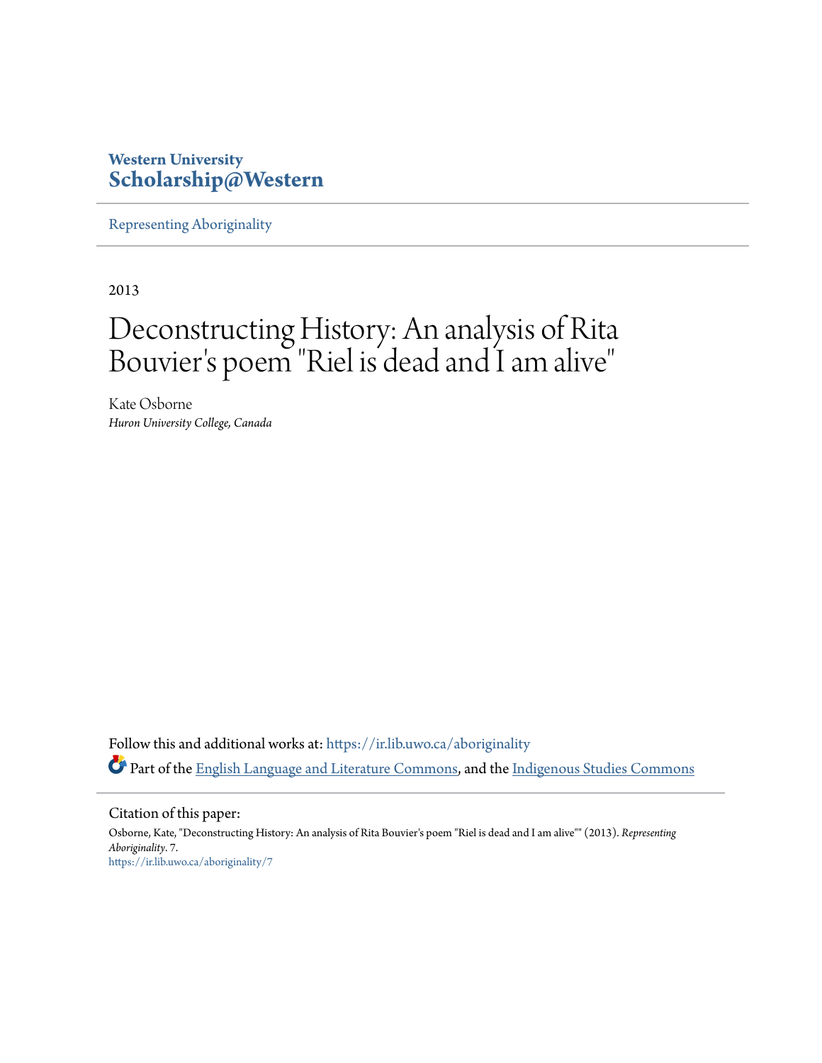Western University
**Scholarship@Western**

Representing Aboriginality

2013

# Deconstructing History: An analysis of Rita Bouvier's poem "Riel is dead and I am alive"

Kate Osborne
*Huron University College, Canada*

Follow this and additional works at: https://ir.lib.uwo.ca/aboriginality

Part of the English Language and Literature Commons, and the Indigenous Studies Commons

Citation of this paper:

Osborne, Kate, "Deconstructing History: An analysis of Rita Bouvier's poem "Riel is dead and I am alive"" (2013). *Representing Aboriginality*. 7.
https://ir.lib.uwo.ca/aboriginality/7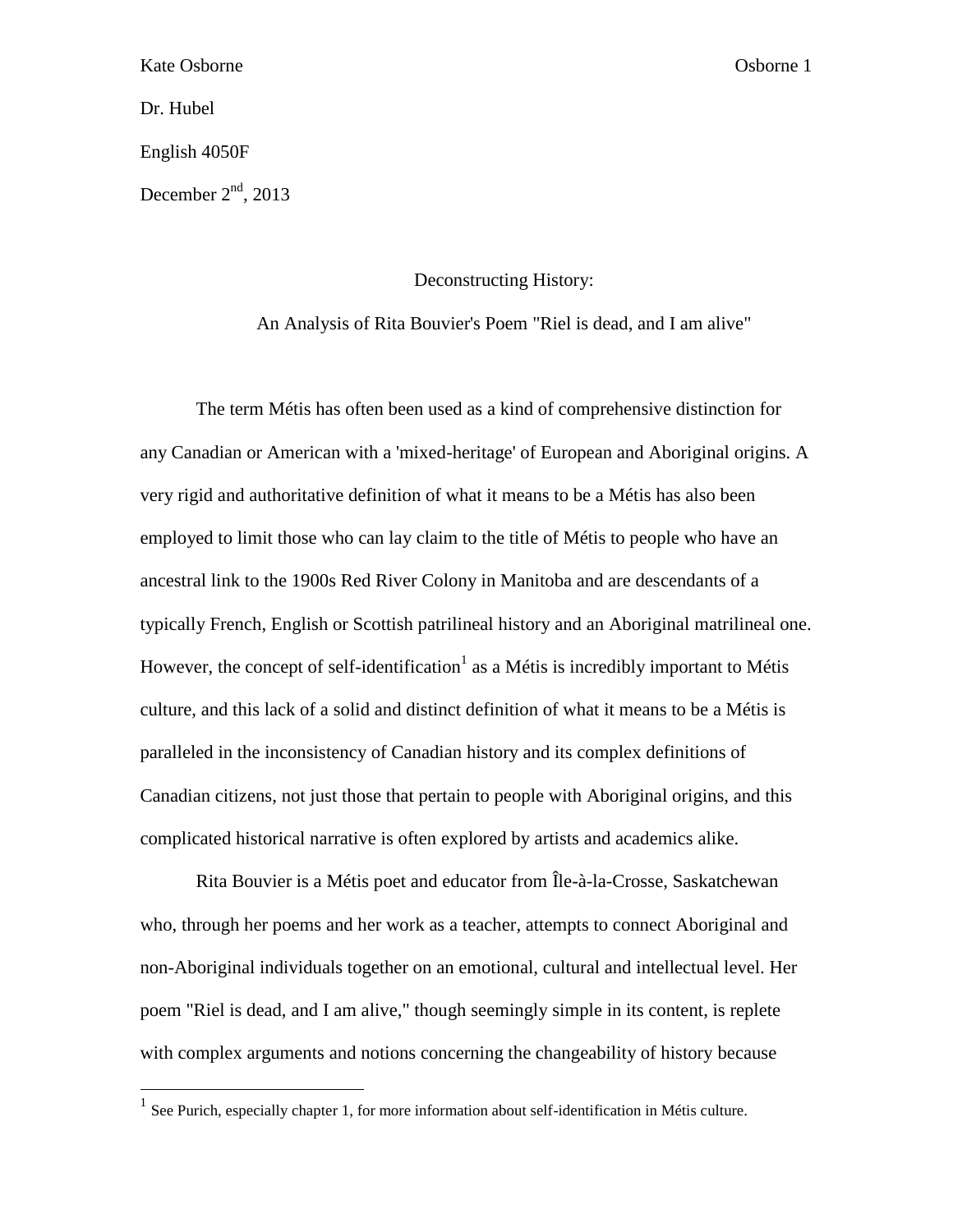Kate Osborne

Dr. Hubel

English 4050F

December 2nd, 2013

Deconstructing History:

An Analysis of Rita Bouvier's Poem "Riel is dead, and I am alive"

The term Métis has often been used as a kind of comprehensive distinction for any Canadian or American with a 'mixed-heritage' of European and Aboriginal origins. A very rigid and authoritative definition of what it means to be a Métis has also been employed to limit those who can lay claim to the title of Métis to people who have an ancestral link to the 1900s Red River Colony in Manitoba and are descendants of a typically French, English or Scottish patrilineal history and an Aboriginal matrilineal one. However, the concept of self-identification[1] as a Métis is incredibly important to Métis culture, and this lack of a solid and distinct definition of what it means to be a Métis is paralleled in the inconsistency of Canadian history and its complex definitions of Canadian citizens, not just those that pertain to people with Aboriginal origins, and this complicated historical narrative is often explored by artists and academics alike.

Rita Bouvier is a Métis poet and educator from Île-à-la-Crosse, Saskatchewan who, through her poems and her work as a teacher, attempts to connect Aboriginal and non-Aboriginal individuals together on an emotional, cultural and intellectual level. Her poem "Riel is dead, and I am alive," though seemingly simple in its content, is replete with complex arguments and notions concerning the changeability of history because

[1] See Purich, especially chapter 1, for more information about self-identification in Métis culture.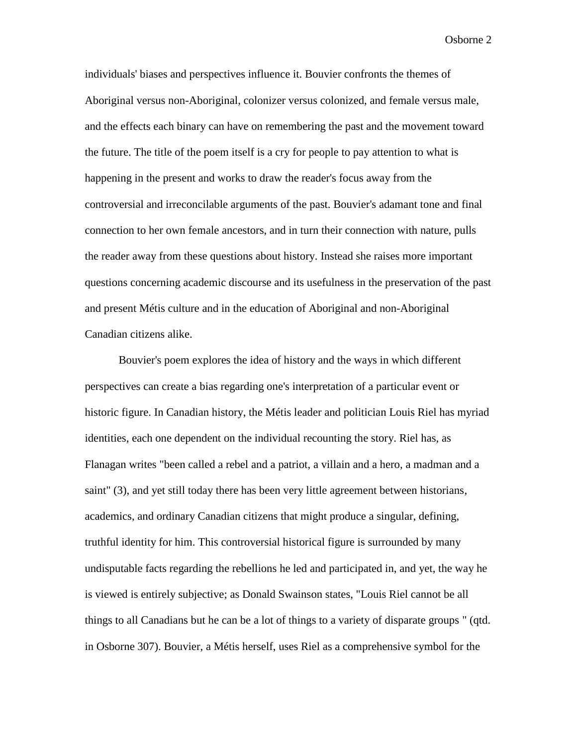individuals' biases and perspectives influence it. Bouvier confronts the themes of Aboriginal versus non-Aboriginal, colonizer versus colonized, and female versus male, and the effects each binary can have on remembering the past and the movement toward the future. The title of the poem itself is a cry for people to pay attention to what is happening in the present and works to draw the reader's focus away from the controversial and irreconcilable arguments of the past. Bouvier's adamant tone and final connection to her own female ancestors, and in turn their connection with nature, pulls the reader away from these questions about history. Instead she raises more important questions concerning academic discourse and its usefulness in the preservation of the past and present Métis culture and in the education of Aboriginal and non-Aboriginal Canadian citizens alike.

Bouvier's poem explores the idea of history and the ways in which different perspectives can create a bias regarding one's interpretation of a particular event or historic figure. In Canadian history, the Métis leader and politician Louis Riel has myriad identities, each one dependent on the individual recounting the story. Riel has, as Flanagan writes "been called a rebel and a patriot, a villain and a hero, a madman and a saint" (3), and yet still today there has been very little agreement between historians, academics, and ordinary Canadian citizens that might produce a singular, defining, truthful identity for him. This controversial historical figure is surrounded by many undisputable facts regarding the rebellions he led and participated in, and yet, the way he is viewed is entirely subjective; as Donald Swainson states, "Louis Riel cannot be all things to all Canadians but he can be a lot of things to a variety of disparate groups " (qtd. in Osborne 307). Bouvier, a Métis herself, uses Riel as a comprehensive symbol for the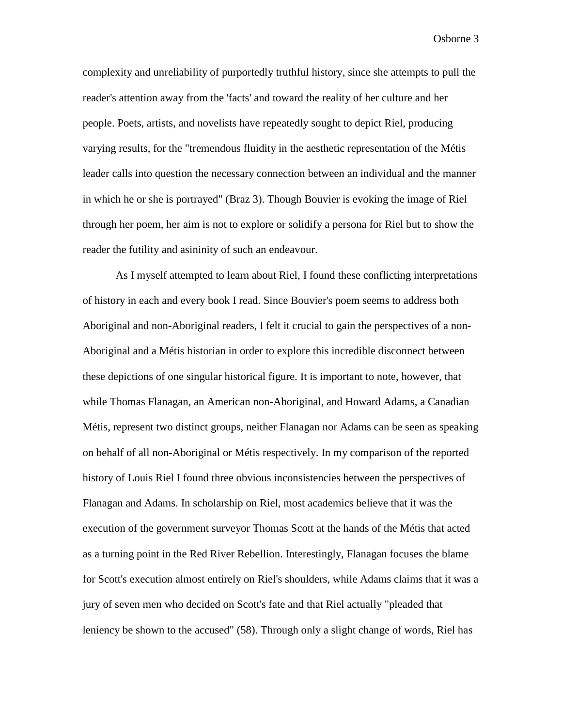complexity and unreliability of purportedly truthful history, since she attempts to pull the reader's attention away from the 'facts' and toward the reality of her culture and her people. Poets, artists, and novelists have repeatedly sought to depict Riel, producing varying results, for the "tremendous fluidity in the aesthetic representation of the Métis leader calls into question the necessary connection between an individual and the manner in which he or she is portrayed" (Braz 3). Though Bouvier is evoking the image of Riel through her poem, her aim is not to explore or solidify a persona for Riel but to show the reader the futility and asininity of such an endeavour.

As I myself attempted to learn about Riel, I found these conflicting interpretations of history in each and every book I read. Since Bouvier's poem seems to address both Aboriginal and non-Aboriginal readers, I felt it crucial to gain the perspectives of a non-Aboriginal and a Métis historian in order to explore this incredible disconnect between these depictions of one singular historical figure. It is important to note, however, that while Thomas Flanagan, an American non-Aboriginal, and Howard Adams, a Canadian Métis, represent two distinct groups, neither Flanagan nor Adams can be seen as speaking on behalf of all non-Aboriginal or Métis respectively. In my comparison of the reported history of Louis Riel I found three obvious inconsistencies between the perspectives of Flanagan and Adams. In scholarship on Riel, most academics believe that it was the execution of the government surveyor Thomas Scott at the hands of the Métis that acted as a turning point in the Red River Rebellion. Interestingly, Flanagan focuses the blame for Scott's execution almost entirely on Riel's shoulders, while Adams claims that it was a jury of seven men who decided on Scott's fate and that Riel actually "pleaded that leniency be shown to the accused" (58). Through only a slight change of words, Riel has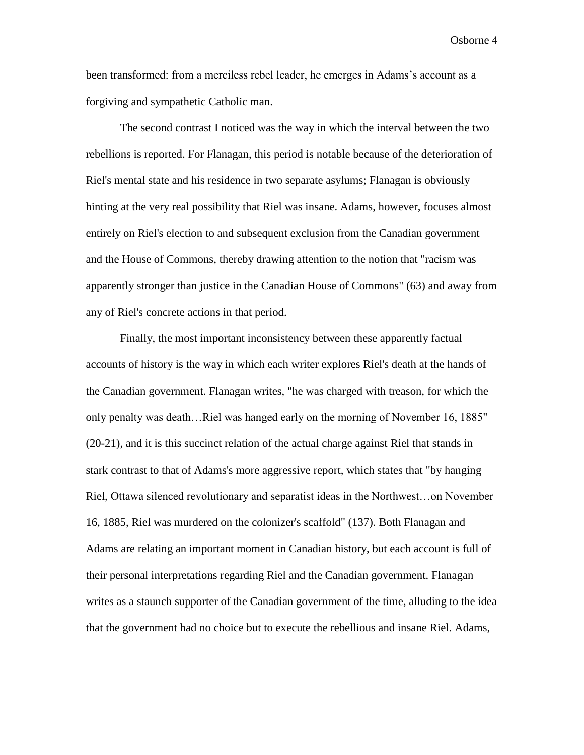been transformed: from a merciless rebel leader, he emerges in Adams's account as a forgiving and sympathetic Catholic man.

The second contrast I noticed was the way in which the interval between the two rebellions is reported. For Flanagan, this period is notable because of the deterioration of Riel's mental state and his residence in two separate asylums; Flanagan is obviously hinting at the very real possibility that Riel was insane. Adams, however, focuses almost entirely on Riel's election to and subsequent exclusion from the Canadian government and the House of Commons, thereby drawing attention to the notion that "racism was apparently stronger than justice in the Canadian House of Commons" (63) and away from any of Riel's concrete actions in that period.

Finally, the most important inconsistency between these apparently factual accounts of history is the way in which each writer explores Riel's death at the hands of the Canadian government. Flanagan writes, "he was charged with treason, for which the only penalty was death…Riel was hanged early on the morning of November 16, 1885" (20-21), and it is this succinct relation of the actual charge against Riel that stands in stark contrast to that of Adams's more aggressive report, which states that "by hanging Riel, Ottawa silenced revolutionary and separatist ideas in the Northwest…on November 16, 1885, Riel was murdered on the colonizer's scaffold" (137). Both Flanagan and Adams are relating an important moment in Canadian history, but each account is full of their personal interpretations regarding Riel and the Canadian government. Flanagan writes as a staunch supporter of the Canadian government of the time, alluding to the idea that the government had no choice but to execute the rebellious and insane Riel. Adams,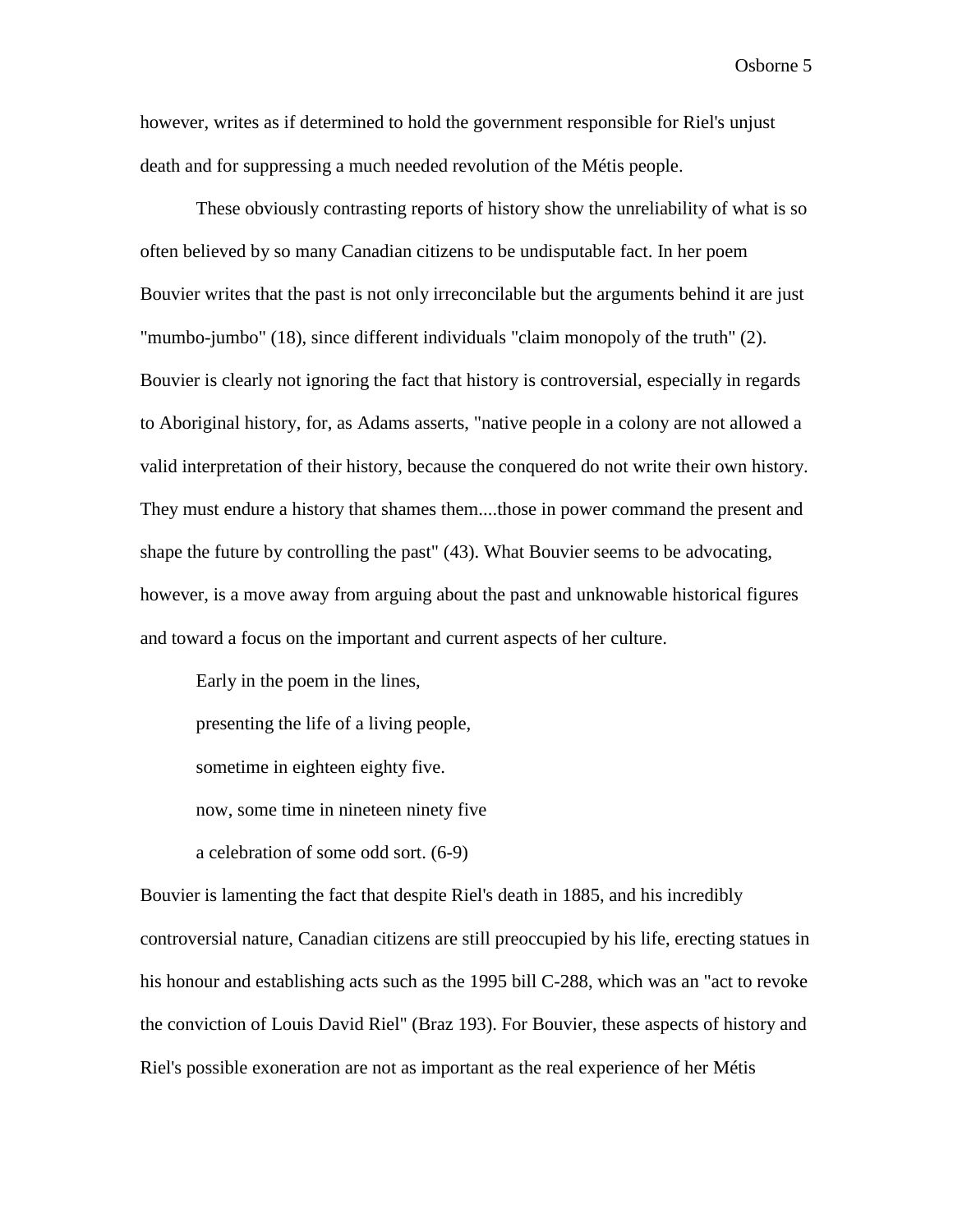however, writes as if determined to hold the government responsible for Riel's unjust death and for suppressing a much needed revolution of the Métis people.

These obviously contrasting reports of history show the unreliability of what is so often believed by so many Canadian citizens to be undisputable fact. In her poem Bouvier writes that the past is not only irreconcilable but the arguments behind it are just "mumbo-jumbo" (18), since different individuals "claim monopoly of the truth" (2). Bouvier is clearly not ignoring the fact that history is controversial, especially in regards to Aboriginal history, for, as Adams asserts, "native people in a colony are not allowed a valid interpretation of their history, because the conquered do not write their own history. They must endure a history that shames them....those in power command the present and shape the future by controlling the past" (43). What Bouvier seems to be advocating, however, is a move away from arguing about the past and unknowable historical figures and toward a focus on the important and current aspects of her culture.

Early in the poem in the lines,

> presenting the life of a living people,
>
> sometime in eighteen eighty five.
>
> now, some time in nineteen ninety five
>
> a celebration of some odd sort. (6-9)

Bouvier is lamenting the fact that despite Riel's death in 1885, and his incredibly controversial nature, Canadian citizens are still preoccupied by his life, erecting statues in his honour and establishing acts such as the 1995 bill C-288, which was an "act to revoke the conviction of Louis David Riel" (Braz 193). For Bouvier, these aspects of history and Riel's possible exoneration are not as important as the real experience of her Métis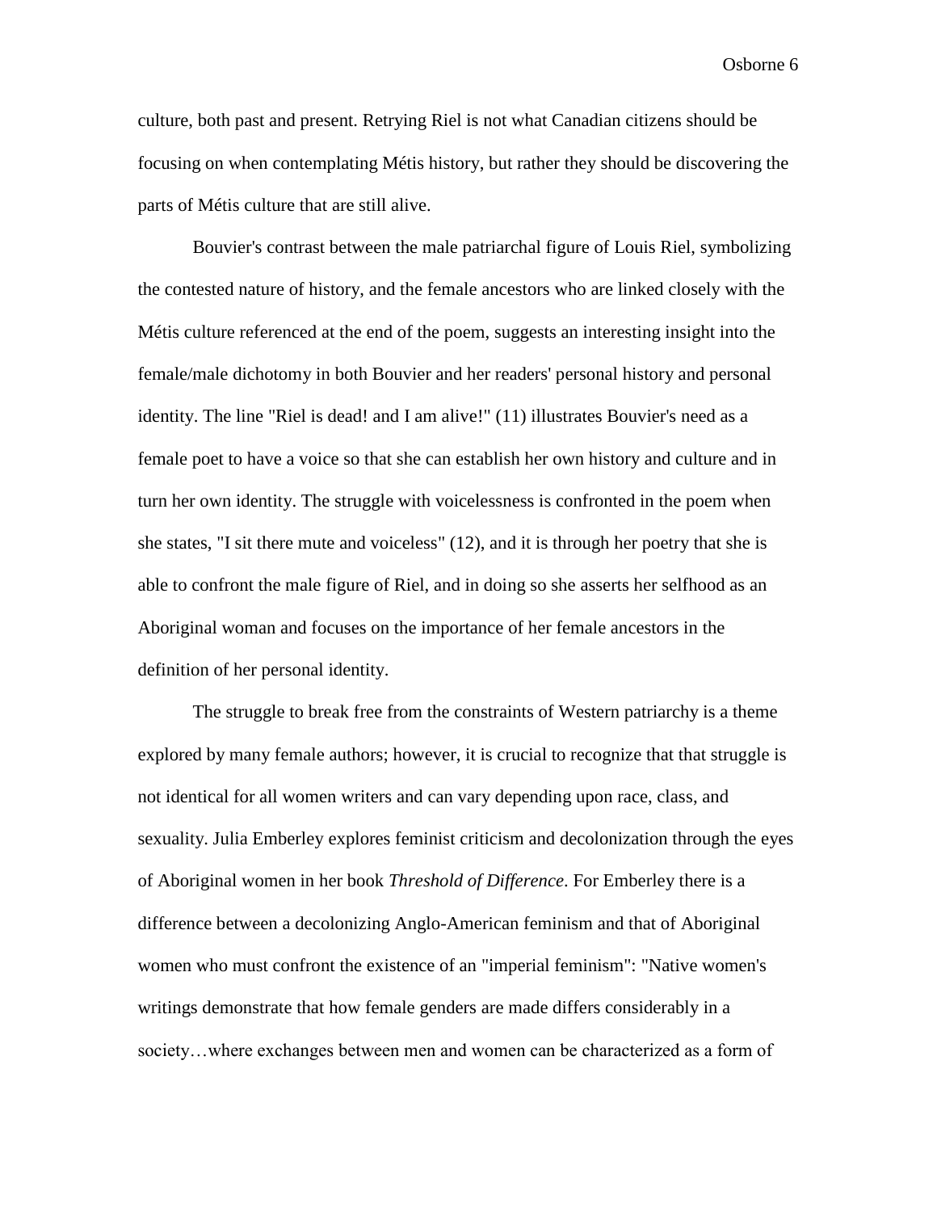culture, both past and present. Retrying Riel is not what Canadian citizens should be focusing on when contemplating Métis history, but rather they should be discovering the parts of Métis culture that are still alive.

Bouvier's contrast between the male patriarchal figure of Louis Riel, symbolizing the contested nature of history, and the female ancestors who are linked closely with the Métis culture referenced at the end of the poem, suggests an interesting insight into the female/male dichotomy in both Bouvier and her readers' personal history and personal identity. The line "Riel is dead! and I am alive!" (11) illustrates Bouvier's need as a female poet to have a voice so that she can establish her own history and culture and in turn her own identity. The struggle with voicelessness is confronted in the poem when she states, "I sit there mute and voiceless" (12), and it is through her poetry that she is able to confront the male figure of Riel, and in doing so she asserts her selfhood as an Aboriginal woman and focuses on the importance of her female ancestors in the definition of her personal identity.

The struggle to break free from the constraints of Western patriarchy is a theme explored by many female authors; however, it is crucial to recognize that that struggle is not identical for all women writers and can vary depending upon race, class, and sexuality. Julia Emberley explores feminist criticism and decolonization through the eyes of Aboriginal women in her book *Threshold of Difference*. For Emberley there is a difference between a decolonizing Anglo-American feminism and that of Aboriginal women who must confront the existence of an "imperial feminism": "Native women's writings demonstrate that how female genders are made differs considerably in a society…where exchanges between men and women can be characterized as a form of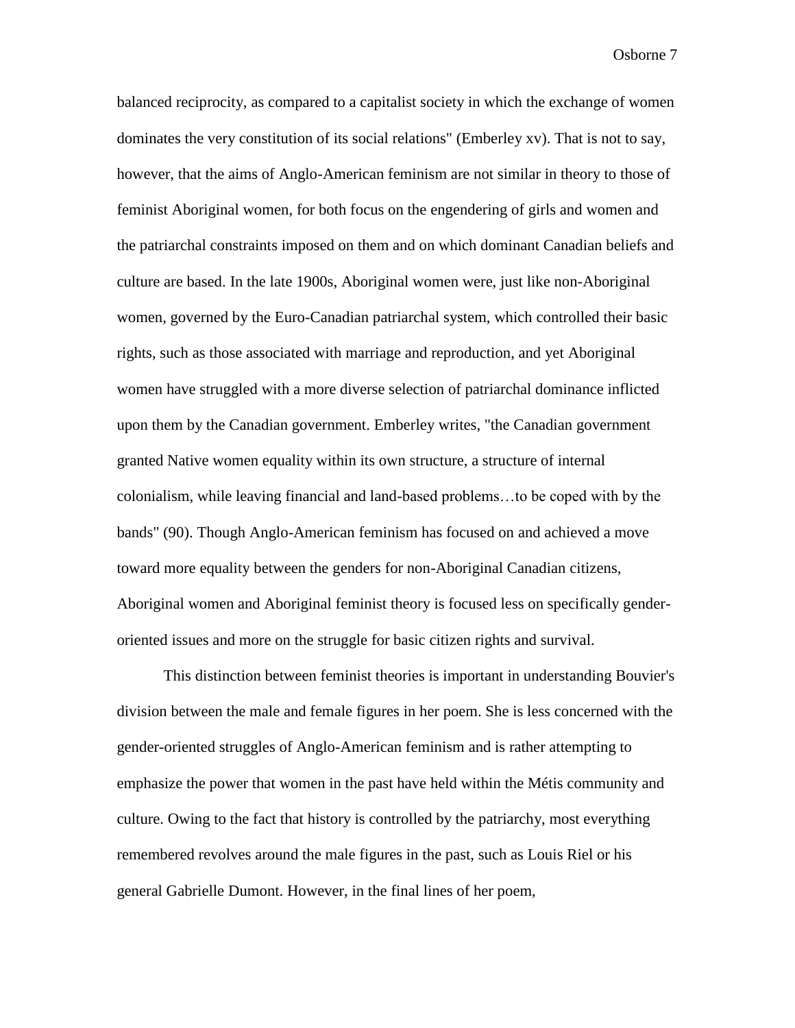balanced reciprocity, as compared to a capitalist society in which the exchange of women dominates the very constitution of its social relations" (Emberley xv). That is not to say, however, that the aims of Anglo-American feminism are not similar in theory to those of feminist Aboriginal women, for both focus on the engendering of girls and women and the patriarchal constraints imposed on them and on which dominant Canadian beliefs and culture are based. In the late 1900s, Aboriginal women were, just like non-Aboriginal women, governed by the Euro-Canadian patriarchal system, which controlled their basic rights, such as those associated with marriage and reproduction, and yet Aboriginal women have struggled with a more diverse selection of patriarchal dominance inflicted upon them by the Canadian government. Emberley writes, "the Canadian government granted Native women equality within its own structure, a structure of internal colonialism, while leaving financial and land-based problems…to be coped with by the bands" (90). Though Anglo-American feminism has focused on and achieved a move toward more equality between the genders for non-Aboriginal Canadian citizens, Aboriginal women and Aboriginal feminist theory is focused less on specifically gender-oriented issues and more on the struggle for basic citizen rights and survival.

This distinction between feminist theories is important in understanding Bouvier's division between the male and female figures in her poem. She is less concerned with the gender-oriented struggles of Anglo-American feminism and is rather attempting to emphasize the power that women in the past have held within the Métis community and culture. Owing to the fact that history is controlled by the patriarchy, most everything remembered revolves around the male figures in the past, such as Louis Riel or his general Gabrielle Dumont. However, in the final lines of her poem,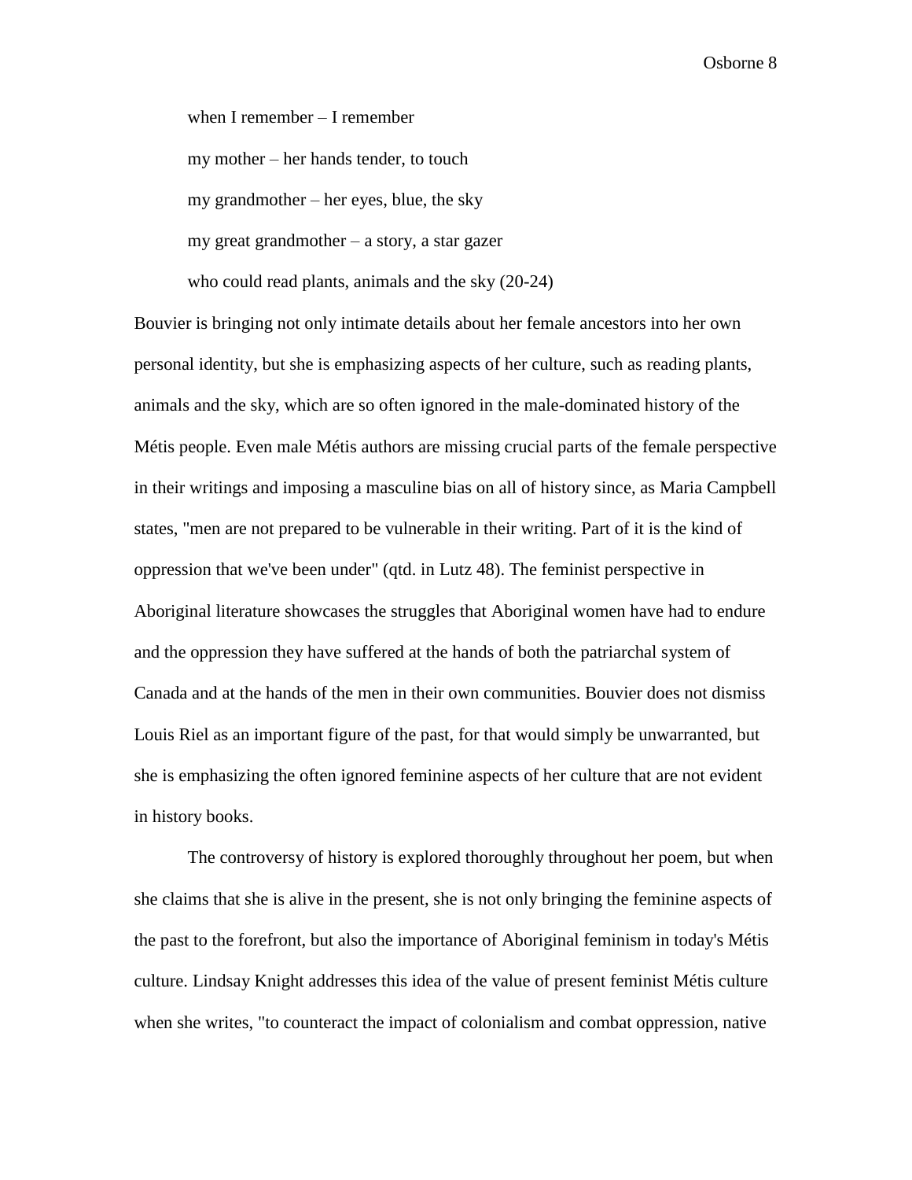> when I remember – I remember
>
> my mother – her hands tender, to touch
>
> my grandmother – her eyes, blue, the sky
>
> my great grandmother – a story, a star gazer
>
> who could read plants, animals and the sky (20-24)

Bouvier is bringing not only intimate details about her female ancestors into her own personal identity, but she is emphasizing aspects of her culture, such as reading plants, animals and the sky, which are so often ignored in the male-dominated history of the Métis people. Even male Métis authors are missing crucial parts of the female perspective in their writings and imposing a masculine bias on all of history since, as Maria Campbell states, "men are not prepared to be vulnerable in their writing. Part of it is the kind of oppression that we've been under" (qtd. in Lutz 48). The feminist perspective in Aboriginal literature showcases the struggles that Aboriginal women have had to endure and the oppression they have suffered at the hands of both the patriarchal system of Canada and at the hands of the men in their own communities. Bouvier does not dismiss Louis Riel as an important figure of the past, for that would simply be unwarranted, but she is emphasizing the often ignored feminine aspects of her culture that are not evident in history books.

The controversy of history is explored thoroughly throughout her poem, but when she claims that she is alive in the present, she is not only bringing the feminine aspects of the past to the forefront, but also the importance of Aboriginal feminism in today's Métis culture. Lindsay Knight addresses this idea of the value of present feminist Métis culture when she writes, "to counteract the impact of colonialism and combat oppression, native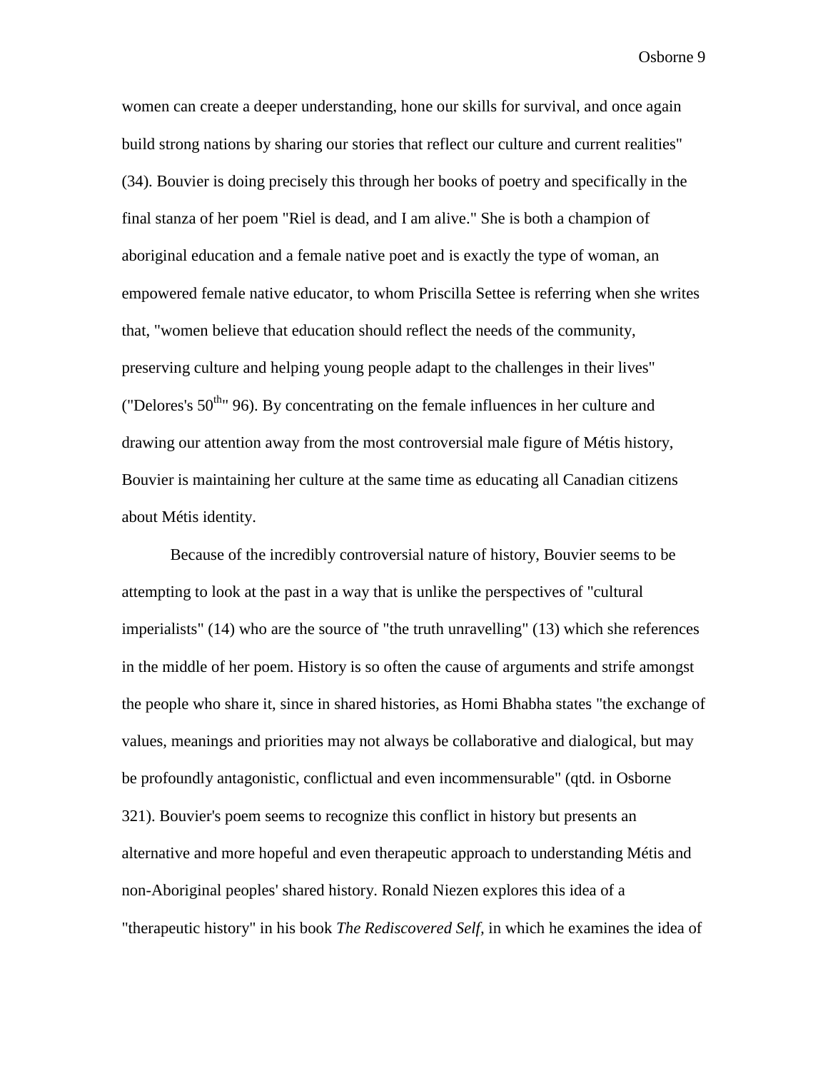women can create a deeper understanding, hone our skills for survival, and once again build strong nations by sharing our stories that reflect our culture and current realities" (34). Bouvier is doing precisely this through her books of poetry and specifically in the final stanza of her poem "Riel is dead, and I am alive." She is both a champion of aboriginal education and a female native poet and is exactly the type of woman, an empowered female native educator, to whom Priscilla Settee is referring when she writes that, "women believe that education should reflect the needs of the community, preserving culture and helping young people adapt to the challenges in their lives" ("Delores's 50th" 96). By concentrating on the female influences in her culture and drawing our attention away from the most controversial male figure of Métis history, Bouvier is maintaining her culture at the same time as educating all Canadian citizens about Métis identity.

Because of the incredibly controversial nature of history, Bouvier seems to be attempting to look at the past in a way that is unlike the perspectives of "cultural imperialists" (14) who are the source of "the truth unravelling" (13) which she references in the middle of her poem. History is so often the cause of arguments and strife amongst the people who share it, since in shared histories, as Homi Bhabha states "the exchange of values, meanings and priorities may not always be collaborative and dialogical, but may be profoundly antagonistic, conflictual and even incommensurable" (qtd. in Osborne 321). Bouvier's poem seems to recognize this conflict in history but presents an alternative and more hopeful and even therapeutic approach to understanding Métis and non-Aboriginal peoples' shared history. Ronald Niezen explores this idea of a "therapeutic history" in his book *The Rediscovered Self*, in which he examines the idea of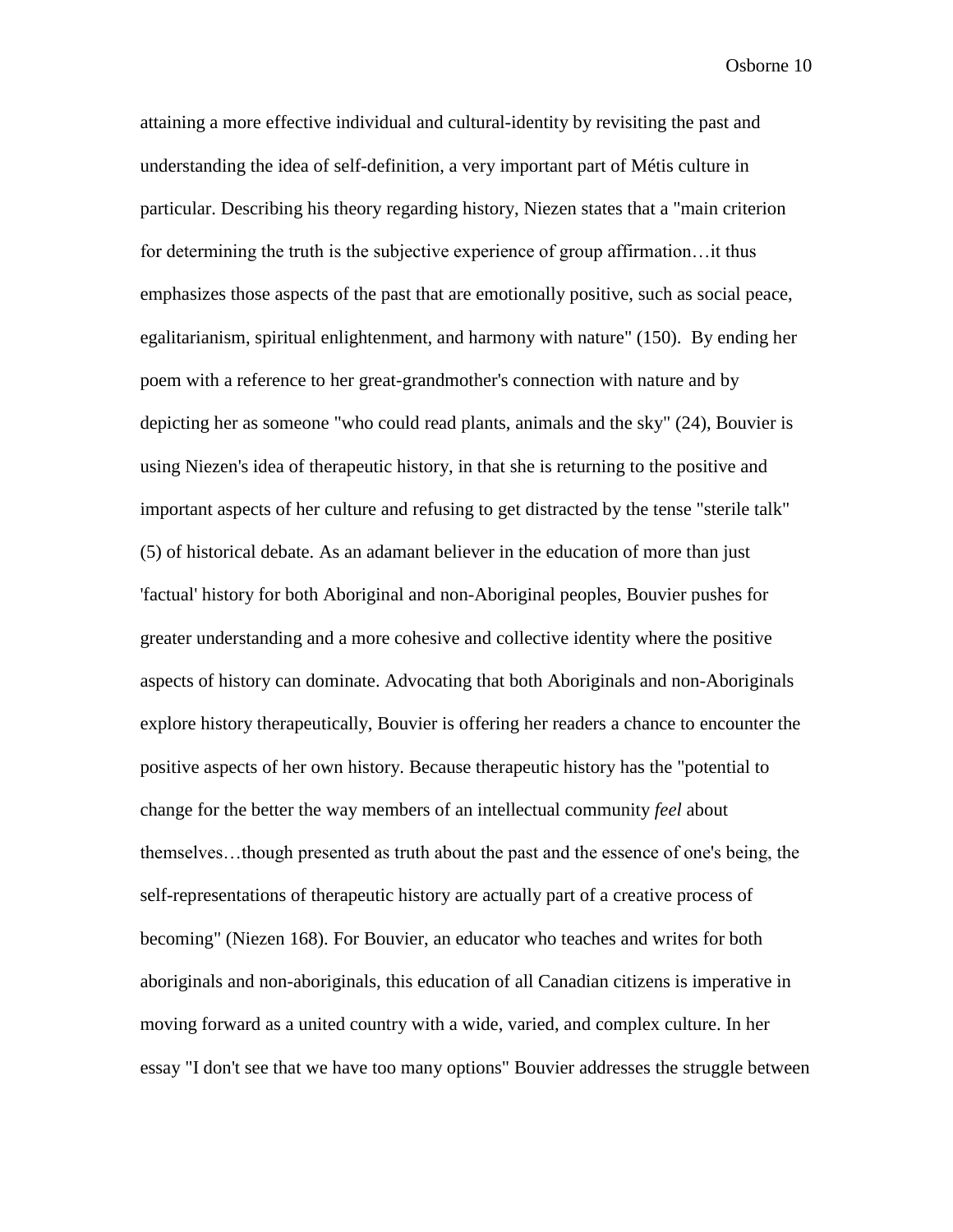attaining a more effective individual and cultural-identity by revisiting the past and understanding the idea of self-definition, a very important part of Métis culture in particular. Describing his theory regarding history, Niezen states that a "main criterion for determining the truth is the subjective experience of group affirmation…it thus emphasizes those aspects of the past that are emotionally positive, such as social peace, egalitarianism, spiritual enlightenment, and harmony with nature" (150). By ending her poem with a reference to her great-grandmother's connection with nature and by depicting her as someone "who could read plants, animals and the sky" (24), Bouvier is using Niezen's idea of therapeutic history, in that she is returning to the positive and important aspects of her culture and refusing to get distracted by the tense "sterile talk" (5) of historical debate. As an adamant believer in the education of more than just 'factual' history for both Aboriginal and non-Aboriginal peoples, Bouvier pushes for greater understanding and a more cohesive and collective identity where the positive aspects of history can dominate. Advocating that both Aboriginals and non-Aboriginals explore history therapeutically, Bouvier is offering her readers a chance to encounter the positive aspects of her own history. Because therapeutic history has the "potential to change for the better the way members of an intellectual community *feel* about themselves…though presented as truth about the past and the essence of one's being, the self-representations of therapeutic history are actually part of a creative process of becoming" (Niezen 168). For Bouvier, an educator who teaches and writes for both aboriginals and non-aboriginals, this education of all Canadian citizens is imperative in moving forward as a united country with a wide, varied, and complex culture. In her essay "I don't see that we have too many options" Bouvier addresses the struggle between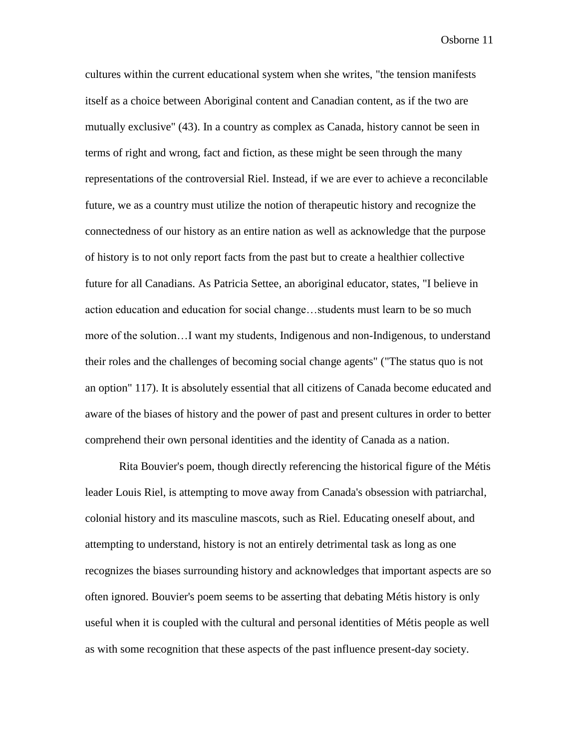cultures within the current educational system when she writes, "the tension manifests itself as a choice between Aboriginal content and Canadian content, as if the two are mutually exclusive" (43). In a country as complex as Canada, history cannot be seen in terms of right and wrong, fact and fiction, as these might be seen through the many representations of the controversial Riel. Instead, if we are ever to achieve a reconcilable future, we as a country must utilize the notion of therapeutic history and recognize the connectedness of our history as an entire nation as well as acknowledge that the purpose of history is to not only report facts from the past but to create a healthier collective future for all Canadians. As Patricia Settee, an aboriginal educator, states, "I believe in action education and education for social change…students must learn to be so much more of the solution…I want my students, Indigenous and non-Indigenous, to understand their roles and the challenges of becoming social change agents" ("The status quo is not an option" 117). It is absolutely essential that all citizens of Canada become educated and aware of the biases of history and the power of past and present cultures in order to better comprehend their own personal identities and the identity of Canada as a nation.

Rita Bouvier's poem, though directly referencing the historical figure of the Métis leader Louis Riel, is attempting to move away from Canada's obsession with patriarchal, colonial history and its masculine mascots, such as Riel. Educating oneself about, and attempting to understand, history is not an entirely detrimental task as long as one recognizes the biases surrounding history and acknowledges that important aspects are so often ignored. Bouvier's poem seems to be asserting that debating Métis history is only useful when it is coupled with the cultural and personal identities of Métis people as well as with some recognition that these aspects of the past influence present-day society.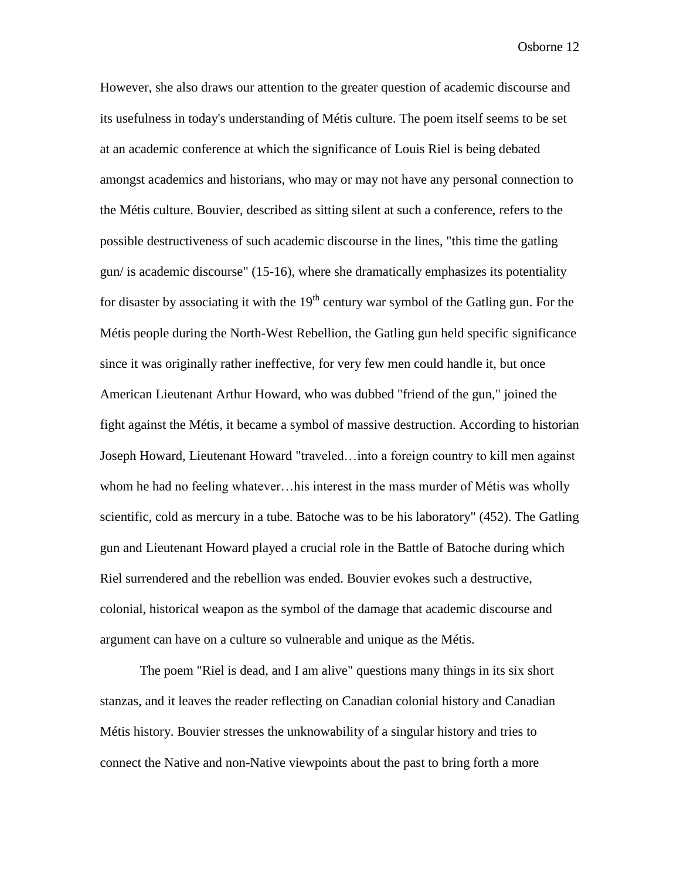However, she also draws our attention to the greater question of academic discourse and its usefulness in today's understanding of Métis culture. The poem itself seems to be set at an academic conference at which the significance of Louis Riel is being debated amongst academics and historians, who may or may not have any personal connection to the Métis culture. Bouvier, described as sitting silent at such a conference, refers to the possible destructiveness of such academic discourse in the lines, "this time the gatling gun/ is academic discourse" (15-16), where she dramatically emphasizes its potentiality for disaster by associating it with the 19th century war symbol of the Gatling gun. For the Métis people during the North-West Rebellion, the Gatling gun held specific significance since it was originally rather ineffective, for very few men could handle it, but once American Lieutenant Arthur Howard, who was dubbed "friend of the gun," joined the fight against the Métis, it became a symbol of massive destruction. According to historian Joseph Howard, Lieutenant Howard "traveled…into a foreign country to kill men against whom he had no feeling whatever…his interest in the mass murder of Métis was wholly scientific, cold as mercury in a tube. Batoche was to be his laboratory" (452). The Gatling gun and Lieutenant Howard played a crucial role in the Battle of Batoche during which Riel surrendered and the rebellion was ended. Bouvier evokes such a destructive, colonial, historical weapon as the symbol of the damage that academic discourse and argument can have on a culture so vulnerable and unique as the Métis.

The poem "Riel is dead, and I am alive" questions many things in its six short stanzas, and it leaves the reader reflecting on Canadian colonial history and Canadian Métis history. Bouvier stresses the unknowability of a singular history and tries to connect the Native and non-Native viewpoints about the past to bring forth a more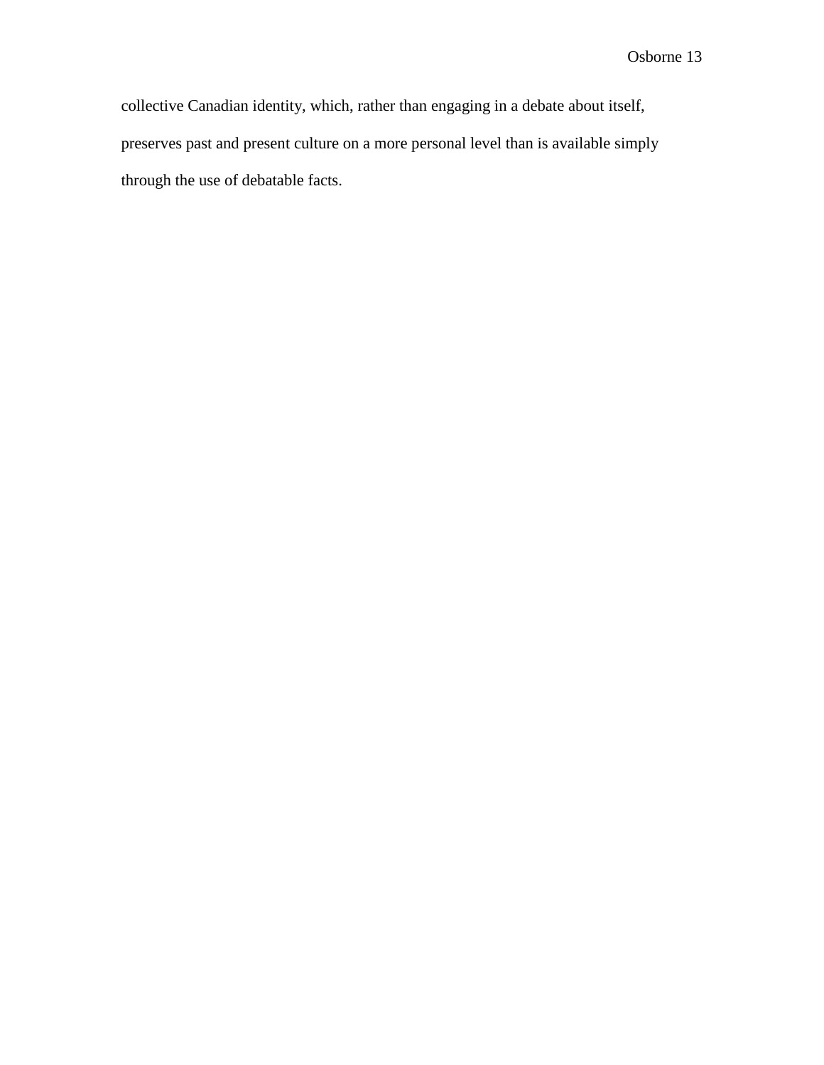collective Canadian identity, which, rather than engaging in a debate about itself, preserves past and present culture on a more personal level than is available simply through the use of debatable facts.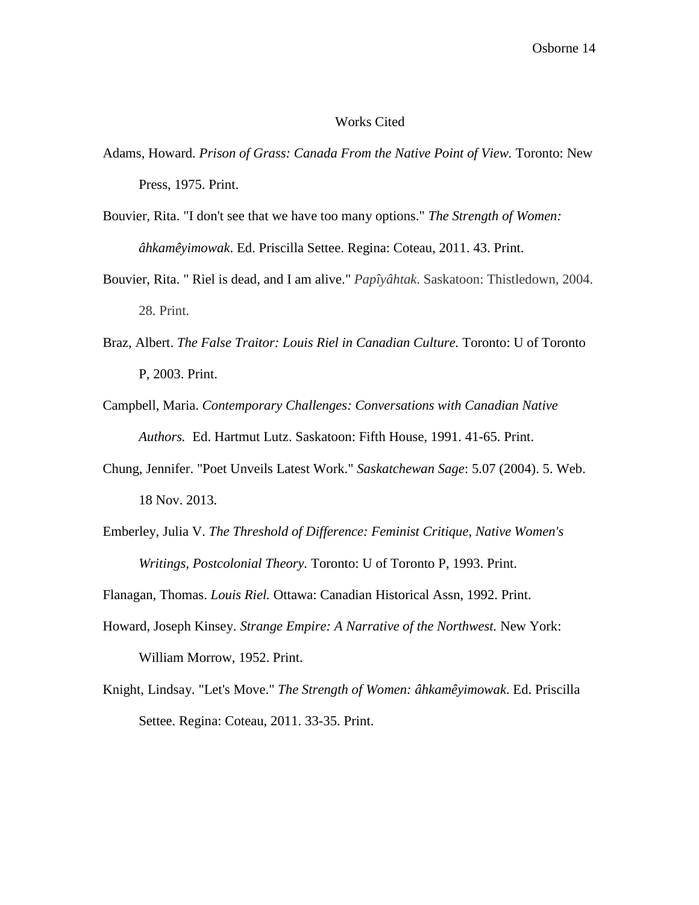# Works Cited

Adams, Howard. *Prison of Grass: Canada From the Native Point of View.* Toronto: New Press, 1975. Print.

Bouvier, Rita. "I don't see that we have too many options." *The Strength of Women: âhkamêyimowak*. Ed. Priscilla Settee. Regina: Coteau, 2011. 43. Print.

Bouvier, Rita. " Riel is dead, and I am alive." *Papîyâhtak*. Saskatoon: Thistledown, 2004. 28. Print.

Braz, Albert. *The False Traitor: Louis Riel in Canadian Culture.* Toronto: U of Toronto P, 2003. Print.

Campbell, Maria. *Contemporary Challenges: Conversations with Canadian Native Authors.* Ed. Hartmut Lutz. Saskatoon: Fifth House, 1991. 41-65. Print.

Chung, Jennifer. "Poet Unveils Latest Work." *Saskatchewan Sage*: 5.07 (2004). 5. Web. 18 Nov. 2013.

Emberley, Julia V. *The Threshold of Difference: Feminist Critique, Native Women's Writings, Postcolonial Theory.* Toronto: U of Toronto P, 1993. Print.

Flanagan, Thomas. *Louis Riel.* Ottawa: Canadian Historical Assn, 1992. Print.

Howard, Joseph Kinsey. *Strange Empire: A Narrative of the Northwest.* New York: William Morrow, 1952. Print.

Knight, Lindsay. "Let's Move." *The Strength of Women: âhkamêyimowak*. Ed. Priscilla Settee. Regina: Coteau, 2011. 33-35. Print.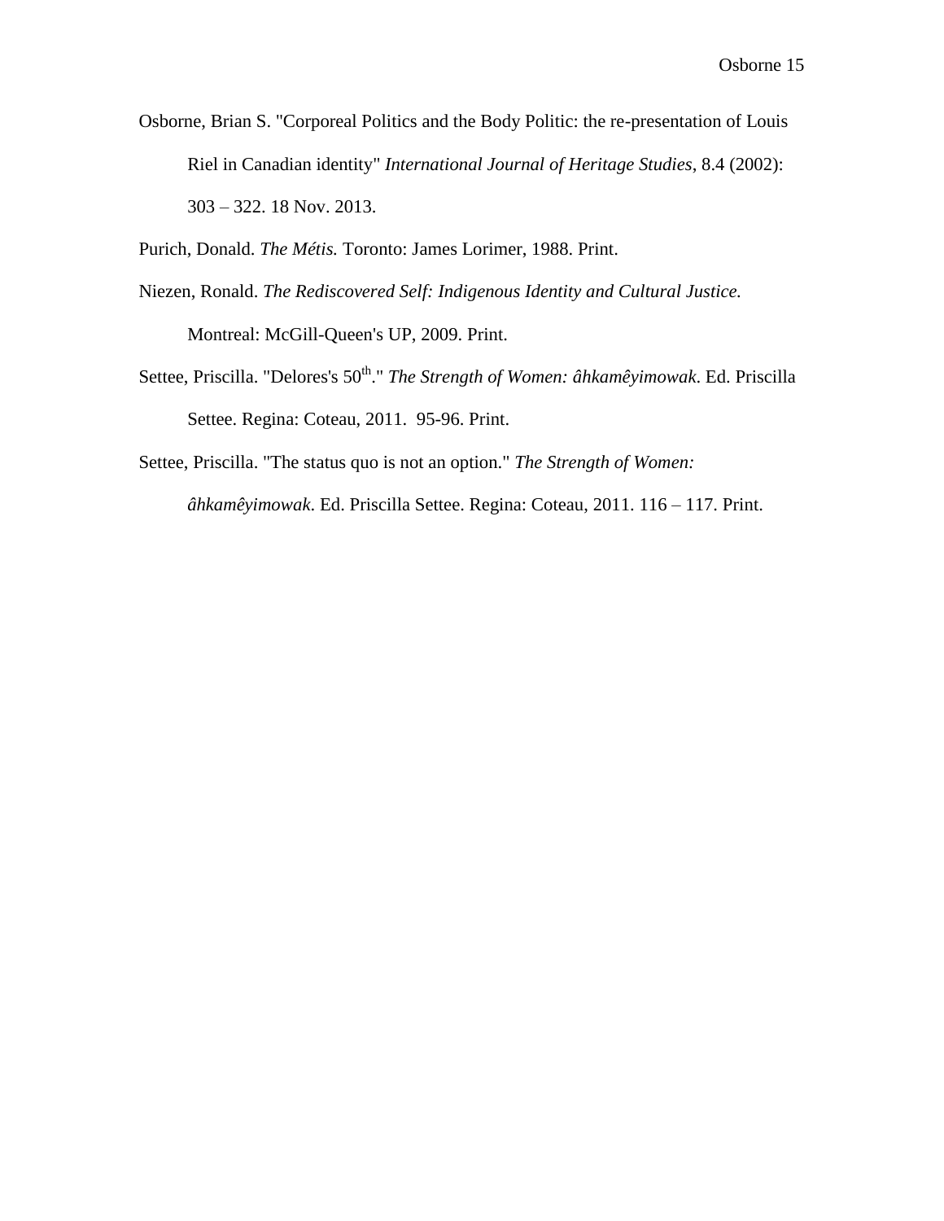Osborne, Brian S. "Corporeal Politics and the Body Politic: the re-presentation of Louis Riel in Canadian identity" *International Journal of Heritage Studies*, 8.4 (2002): 303 – 322. 18 Nov. 2013.

Purich, Donald. *The Métis.* Toronto: James Lorimer, 1988. Print.

Niezen, Ronald. *The Rediscovered Self: Indigenous Identity and Cultural Justice.* Montreal: McGill-Queen's UP, 2009. Print.

Settee, Priscilla. "Delores's 50th." *The Strength of Women: âhkamêyimowak*. Ed. Priscilla Settee. Regina: Coteau, 2011. 95-96. Print.

Settee, Priscilla. "The status quo is not an option." *The Strength of Women: âhkamêyimowak*. Ed. Priscilla Settee. Regina: Coteau, 2011. 116 – 117. Print.